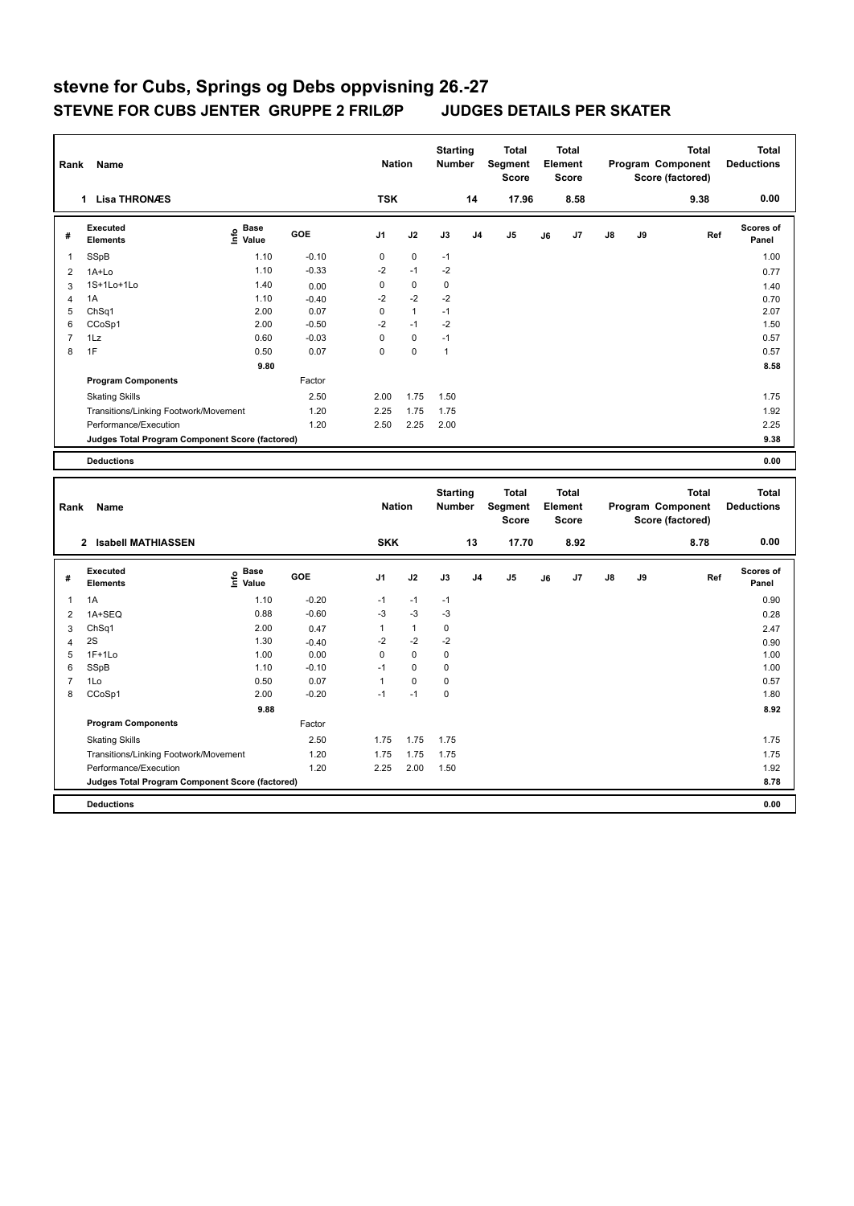# stevne for Cubs, Springs og Debs oppvisning 26.-27

## STEVNE FOR CUBS JENTER GRUPPE 2 FRILØP JUDGES DETAILS PER SKATER

| Rank | Name | Nation | Starting Number | Total Segment Score | Total Element Score | Total Program Component Score (factored) | Total Deductions |
|---|---|---|---|---|---|---|---|
| 1 | Lisa THRONÆS | TSK | 14 | 17.96 | 8.58 | 9.38 | 0.00 |

| # | Executed Elements | Info | Base Value | GOE | J1 | J2 | J3 | J4 | J5 | J6 | J7 | J8 | J9 | Ref | Scores of Panel |
|---|---|---|---|---|---|---|---|---|---|---|---|---|---|---|---|
| 1 | SSpB | | 1.10 | -0.10 | 0 | 0 | -1 | | | | | | | | 1.00 |
| 2 | 1A+Lo | | 1.10 | -0.33 | -2 | -1 | -2 | | | | | | | | 0.77 |
| 3 | 1S+1Lo+1Lo | | 1.40 | 0.00 | 0 | 0 | 0 | | | | | | | | 1.40 |
| 4 | 1A | | 1.10 | -0.40 | -2 | -2 | -2 | | | | | | | | 0.70 |
| 5 | ChSq1 | | 2.00 | 0.07 | 0 | 1 | -1 | | | | | | | | 2.07 |
| 6 | CCoSp1 | | 2.00 | -0.50 | -2 | -1 | -2 | | | | | | | | 1.50 |
| 7 | 1Lz | | 0.60 | -0.03 | 0 | 0 | -1 | | | | | | | | 0.57 |
| 8 | 1F | | 0.50 | 0.07 | 0 | 0 | 1 | | | | | | | | 0.57 |
| | | | 9.80 | | | | | | | | | | | | 8.58 |
| | **Program Components** | | | Factor | | | | | | | | | | | |
| | Skating Skills | | | 2.50 | 2.00 | 1.75 | 1.50 | | | | | | | | 1.75 |
| | Transitions/Linking Footwork/Movement | | | 1.20 | 2.25 | 1.75 | 1.75 | | | | | | | | 1.92 |
| | Performance/Execution | | | 1.20 | 2.50 | 2.25 | 2.00 | | | | | | | | 2.25 |
| | **Judges Total Program Component Score (factored)** | | | | | | | | | | | | | | 9.38 |
| | **Deductions** | | | | | | | | | | | | | | 0.00 |

| Rank | Name | Nation | Starting Number | Total Segment Score | Total Element Score | Total Program Component Score (factored) | Total Deductions |
|---|---|---|---|---|---|---|---|
| 2 | Isabell MATHIASSEN | SKK | 13 | 17.70 | 8.92 | 8.78 | 0.00 |

| # | Executed Elements | Info | Base Value | GOE | J1 | J2 | J3 | J4 | J5 | J6 | J7 | J8 | J9 | Ref | Scores of Panel |
|---|---|---|---|---|---|---|---|---|---|---|---|---|---|---|---|
| 1 | 1A | | 1.10 | -0.20 | -1 | -1 | -1 | | | | | | | | 0.90 |
| 2 | 1A+SEQ | | 0.88 | -0.60 | -3 | -3 | -3 | | | | | | | | 0.28 |
| 3 | ChSq1 | | 2.00 | 0.47 | 1 | 1 | 0 | | | | | | | | 2.47 |
| 4 | 2S | | 1.30 | -0.40 | -2 | -2 | -2 | | | | | | | | 0.90 |
| 5 | 1F+1Lo | | 1.00 | 0.00 | 0 | 0 | 0 | | | | | | | | 1.00 |
| 6 | SSpB | | 1.10 | -0.10 | -1 | 0 | 0 | | | | | | | | 1.00 |
| 7 | 1Lo | | 0.50 | 0.07 | 1 | 0 | 0 | | | | | | | | 0.57 |
| 8 | CCoSp1 | | 2.00 | -0.20 | -1 | -1 | 0 | | | | | | | | 1.80 |
| | | | 9.88 | | | | | | | | | | | | 8.92 |
| | **Program Components** | | | Factor | | | | | | | | | | | |
| | Skating Skills | | | 2.50 | 1.75 | 1.75 | 1.75 | | | | | | | | 1.75 |
| | Transitions/Linking Footwork/Movement | | | 1.20 | 1.75 | 1.75 | 1.75 | | | | | | | | 1.75 |
| | Performance/Execution | | | 1.20 | 2.25 | 2.00 | 1.50 | | | | | | | | 1.92 |
| | **Judges Total Program Component Score (factored)** | | | | | | | | | | | | | | 8.78 |
| | **Deductions** | | | | | | | | | | | | | | 0.00 |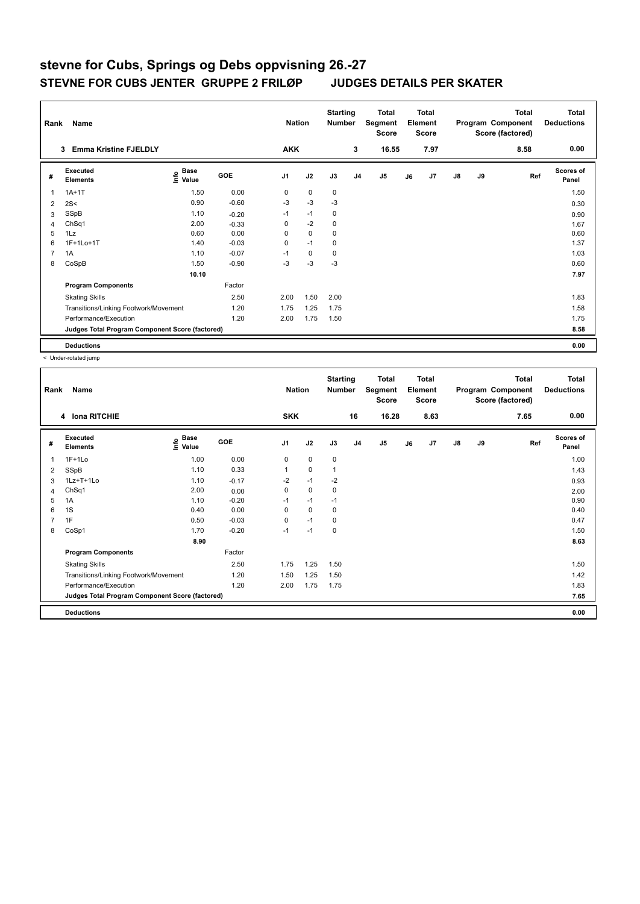# stevne for Cubs, Springs og Debs oppvisning 26.-27

## STEVNE FOR CUBS JENTER GRUPPE 2 FRILØP JUDGES DETAILS PER SKATER

| Rank | Name | Nation | Starting Number | Total Segment Score | Total Element Score | Total Program Component Score (factored) | Total Deductions |
|---|---|---|---|---|---|---|---|
| 3 | Emma Kristine FJELDLY | AKK | 3 | 16.55 | 7.97 | 8.58 | 0.00 |

| # | Executed Elements | Info | Base Value | GOE | J1 | J2 | J3 | J4 | J5 | J6 | J7 | J8 | J9 | Ref | Scores of Panel |
|---|---|---|---|---|---|---|---|---|---|---|---|---|---|---|---|
| 1 | 1A+1T | | 1.50 | 0.00 | 0 | 0 | 0 | | | | | | | | 1.50 |
| 2 | 2S< | | 0.90 | -0.60 | -3 | -3 | -3 | | | | | | | | 0.30 |
| 3 | SSpB | | 1.10 | -0.20 | -1 | -1 | 0 | | | | | | | | 0.90 |
| 4 | ChSq1 | | 2.00 | -0.33 | 0 | -2 | 0 | | | | | | | | 1.67 |
| 5 | 1Lz | | 0.60 | 0.00 | 0 | 0 | 0 | | | | | | | | 0.60 |
| 6 | 1F+1Lo+1T | | 1.40 | -0.03 | 0 | -1 | 0 | | | | | | | | 1.37 |
| 7 | 1A | | 1.10 | -0.07 | -1 | 0 | 0 | | | | | | | | 1.03 |
| 8 | CoSpB | | 1.50 | -0.90 | -3 | -3 | -3 | | | | | | | | 0.60 |
| | | | 10.10 | | | | | | | | | | | | 7.97 |
| | **Program Components** | | | Factor | | | | | | | | | | | |
| | Skating Skills | | | 2.50 | 2.00 | 1.50 | 2.00 | | | | | | | | 1.83 |
| | Transitions/Linking Footwork/Movement | | | 1.20 | 1.75 | 1.25 | 1.75 | | | | | | | | 1.58 |
| | Performance/Execution | | | 1.20 | 2.00 | 1.75 | 1.50 | | | | | | | | 1.75 |
| | **Judges Total Program Component Score (factored)** | | | | | | | | | | | | | | 8.58 |
| | **Deductions** | | | | | | | | | | | | | | 0.00 |

< Under-rotated jump

| Rank | Name | Nation | Starting Number | Total Segment Score | Total Element Score | Total Program Component Score (factored) | Total Deductions |
|---|---|---|---|---|---|---|---|
| 4 | Iona RITCHIE | SKK | 16 | 16.28 | 8.63 | 7.65 | 0.00 |

| # | Executed Elements | Info | Base Value | GOE | J1 | J2 | J3 | J4 | J5 | J6 | J7 | J8 | J9 | Ref | Scores of Panel |
|---|---|---|---|---|---|---|---|---|---|---|---|---|---|---|---|
| 1 | 1F+1Lo | | 1.00 | 0.00 | 0 | 0 | 0 | | | | | | | | 1.00 |
| 2 | SSpB | | 1.10 | 0.33 | 1 | 0 | 1 | | | | | | | | 1.43 |
| 3 | 1Lz+T+1Lo | | 1.10 | -0.17 | -2 | -1 | -2 | | | | | | | | 0.93 |
| 4 | ChSq1 | | 2.00 | 0.00 | 0 | 0 | 0 | | | | | | | | 2.00 |
| 5 | 1A | | 1.10 | -0.20 | -1 | -1 | -1 | | | | | | | | 0.90 |
| 6 | 1S | | 0.40 | 0.00 | 0 | 0 | 0 | | | | | | | | 0.40 |
| 7 | 1F | | 0.50 | -0.03 | 0 | -1 | 0 | | | | | | | | 0.47 |
| 8 | CoSp1 | | 1.70 | -0.20 | -1 | -1 | 0 | | | | | | | | 1.50 |
| | | | 8.90 | | | | | | | | | | | | 8.63 |
| | **Program Components** | | | Factor | | | | | | | | | | | |
| | Skating Skills | | | 2.50 | 1.75 | 1.25 | 1.50 | | | | | | | | 1.50 |
| | Transitions/Linking Footwork/Movement | | | 1.20 | 1.50 | 1.25 | 1.50 | | | | | | | | 1.42 |
| | Performance/Execution | | | 1.20 | 2.00 | 1.75 | 1.75 | | | | | | | | 1.83 |
| | **Judges Total Program Component Score (factored)** | | | | | | | | | | | | | | 7.65 |
| | **Deductions** | | | | | | | | | | | | | | 0.00 |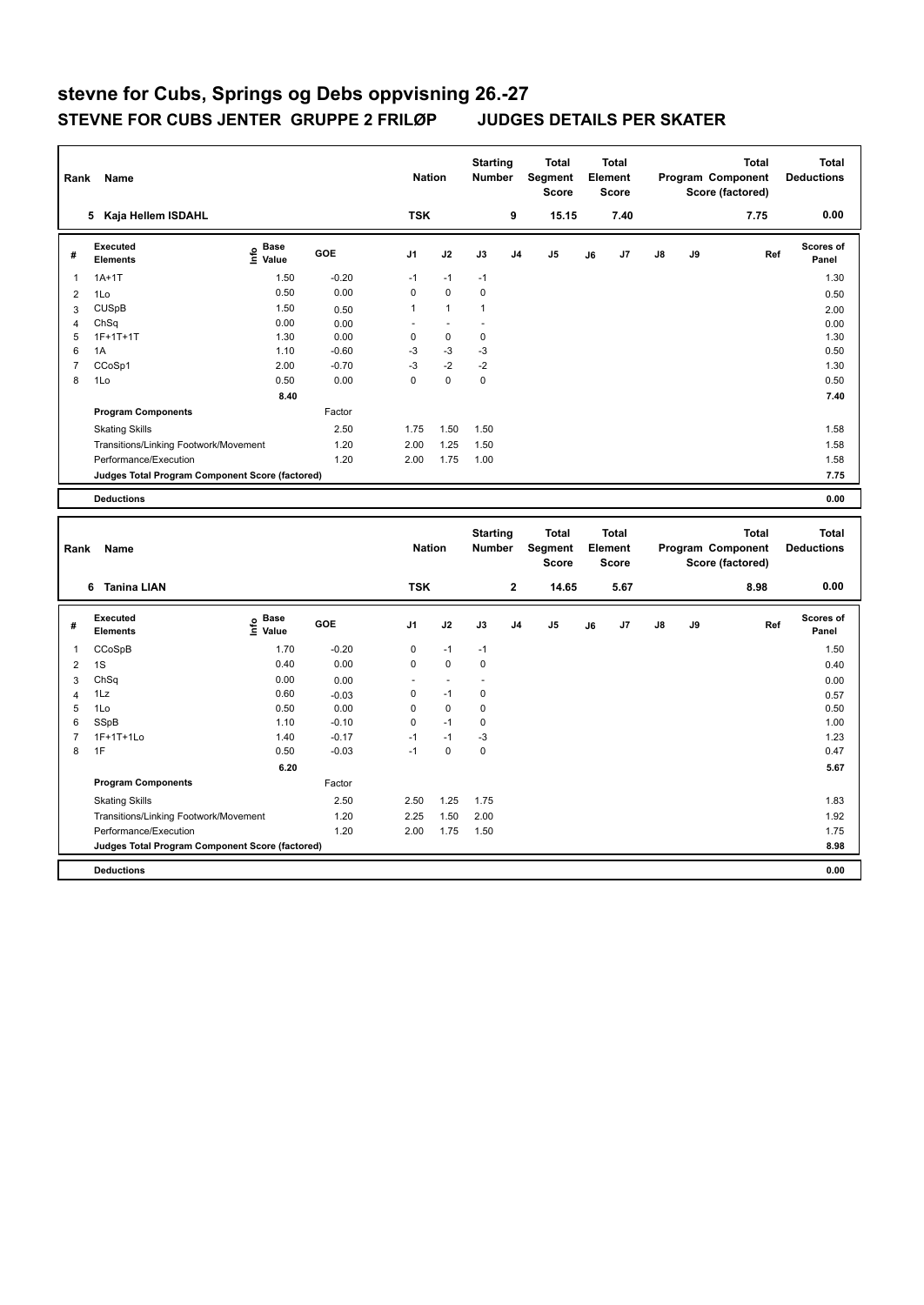# stevne for Cubs, Springs og Debs oppvisning 26.-27

## STEVNE FOR CUBS JENTER GRUPPE 2 FRILØP JUDGES DETAILS PER SKATER

| Rank | Name | Nation | Starting Number | Total Segment Score | Total Element Score | Total Program Component Score (factored) | Total Deductions |
|---|---|---|---|---|---|---|---|
| 5 | Kaja Hellem ISDAHL | TSK | 9 | 15.15 | 7.40 | 7.75 | 0.00 |

| # | Executed Elements | Info | Base Value | GOE | J1 | J2 | J3 | J4 | J5 | J6 | J7 | J8 | J9 | Ref | Scores of Panel |
|---|---|---|---|---|---|---|---|---|---|---|---|---|---|---|---|
| 1 | 1A+1T | | 1.50 | -0.20 | -1 | -1 | -1 | | | | | | | | 1.30 |
| 2 | 1Lo | | 0.50 | 0.00 | 0 | 0 | 0 | | | | | | | | 0.50 |
| 3 | CUSpB | | 1.50 | 0.50 | 1 | 1 | 1 | | | | | | | | 2.00 |
| 4 | ChSq | | 0.00 | 0.00 | - | - | - | | | | | | | | 0.00 |
| 5 | 1F+1T+1T | | 1.30 | 0.00 | 0 | 0 | 0 | | | | | | | | 1.30 |
| 6 | 1A | | 1.10 | -0.60 | -3 | -3 | -3 | | | | | | | | 0.50 |
| 7 | CCoSp1 | | 2.00 | -0.70 | -3 | -2 | -2 | | | | | | | | 1.30 |
| 8 | 1Lo | | 0.50 | 0.00 | 0 | 0 | 0 | | | | | | | | 0.50 |
| | | | 8.40 | | | | | | | | | | | | 7.40 |
| | **Program Components** | | | Factor | | | | | | | | | | | |
| | Skating Skills | | | 2.50 | 1.75 | 1.50 | 1.50 | | | | | | | | 1.58 |
| | Transitions/Linking Footwork/Movement | | | 1.20 | 2.00 | 1.25 | 1.50 | | | | | | | | 1.58 |
| | Performance/Execution | | | 1.20 | 2.00 | 1.75 | 1.00 | | | | | | | | 1.58 |
| | **Judges Total Program Component Score (factored)** | | | | | | | | | | | | | | 7.75 |
| | **Deductions** | | | | | | | | | | | | | | 0.00 |

| Rank | Name | Nation | Starting Number | Total Segment Score | Total Element Score | Total Program Component Score (factored) | Total Deductions |
|---|---|---|---|---|---|---|---|
| 6 | Tanina LIAN | TSK | 2 | 14.65 | 5.67 | 8.98 | 0.00 |

| # | Executed Elements | Info | Base Value | GOE | J1 | J2 | J3 | J4 | J5 | J6 | J7 | J8 | J9 | Ref | Scores of Panel |
|---|---|---|---|---|---|---|---|---|---|---|---|---|---|---|---|
| 1 | CCoSpB | | 1.70 | -0.20 | 0 | -1 | -1 | | | | | | | | 1.50 |
| 2 | 1S | | 0.40 | 0.00 | 0 | 0 | 0 | | | | | | | | 0.40 |
| 3 | ChSq | | 0.00 | 0.00 | - | - | - | | | | | | | | 0.00 |
| 4 | 1Lz | | 0.60 | -0.03 | 0 | -1 | 0 | | | | | | | | 0.57 |
| 5 | 1Lo | | 0.50 | 0.00 | 0 | 0 | 0 | | | | | | | | 0.50 |
| 6 | SSpB | | 1.10 | -0.10 | 0 | -1 | 0 | | | | | | | | 1.00 |
| 7 | 1F+1T+1Lo | | 1.40 | -0.17 | -1 | -1 | -3 | | | | | | | | 1.23 |
| 8 | 1F | | 0.50 | -0.03 | -1 | 0 | 0 | | | | | | | | 0.47 |
| | | | 6.20 | | | | | | | | | | | | 5.67 |
| | **Program Components** | | | Factor | | | | | | | | | | | |
| | Skating Skills | | | 2.50 | 2.50 | 1.25 | 1.75 | | | | | | | | 1.83 |
| | Transitions/Linking Footwork/Movement | | | 1.20 | 2.25 | 1.50 | 2.00 | | | | | | | | 1.92 |
| | Performance/Execution | | | 1.20 | 2.00 | 1.75 | 1.50 | | | | | | | | 1.75 |
| | **Judges Total Program Component Score (factored)** | | | | | | | | | | | | | | 8.98 |
| | **Deductions** | | | | | | | | | | | | | | 0.00 |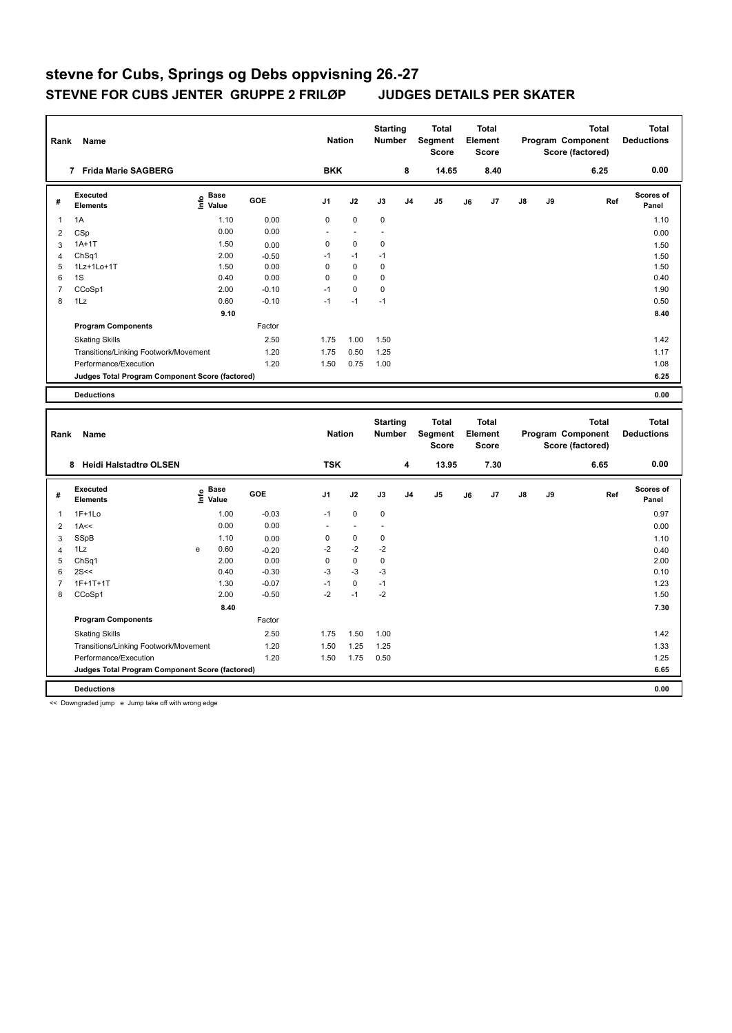# stevne for Cubs, Springs og Debs oppvisning 26.-27

## STEVNE FOR CUBS JENTER GRUPPE 2 FRILØP JUDGES DETAILS PER SKATER

| Rank | Name | Nation | Starting Number | Total Segment Score | Total Element Score | Total Program Component Score (factored) | Total Deductions |
|---|---|---|---|---|---|---|---|
| 7 | Frida Marie SAGBERG | BKK | 8 | 14.65 | 8.40 | 6.25 | 0.00 |

| # | Executed Elements | Info | Base Value | GOE | J1 | J2 | J3 | J4 | J5 | J6 | J7 | J8 | J9 | Ref | Scores of Panel |
|---|---|---|---|---|---|---|---|---|---|---|---|---|---|---|---|
| 1 | 1A | | 1.10 | 0.00 | 0 | 0 | 0 | | | | | | | | 1.10 |
| 2 | CSp | | 0.00 | 0.00 | - | - | - | | | | | | | | 0.00 |
| 3 | 1A+1T | | 1.50 | 0.00 | 0 | 0 | 0 | | | | | | | | 1.50 |
| 4 | ChSq1 | | 2.00 | -0.50 | -1 | -1 | -1 | | | | | | | | 1.50 |
| 5 | 1Lz+1Lo+1T | | 1.50 | 0.00 | 0 | 0 | 0 | | | | | | | | 1.50 |
| 6 | 1S | | 0.40 | 0.00 | 0 | 0 | 0 | | | | | | | | 0.40 |
| 7 | CCoSp1 | | 2.00 | -0.10 | -1 | 0 | 0 | | | | | | | | 1.90 |
| 8 | 1Lz | | 0.60 | -0.10 | -1 | -1 | -1 | | | | | | | | 0.50 |
| | | | 9.10 | | | | | | | | | | | | 8.40 |
| | Program Components | | | Factor | | | | | | | | | | | |
| | Skating Skills | | | 2.50 | 1.75 | 1.00 | 1.50 | | | | | | | | 1.42 |
| | Transitions/Linking Footwork/Movement | | | 1.20 | 1.75 | 0.50 | 1.25 | | | | | | | | 1.17 |
| | Performance/Execution | | | 1.20 | 1.50 | 0.75 | 1.00 | | | | | | | | 1.08 |
| | Judges Total Program Component Score (factored) | | | | | | | | | | | | | | 6.25 |
| | Deductions | | | | | | | | | | | | | | 0.00 |

| Rank | Name | Nation | Starting Number | Total Segment Score | Total Element Score | Total Program Component Score (factored) | Total Deductions |
|---|---|---|---|---|---|---|---|
| 8 | Heidi Halstadtrø OLSEN | TSK | 4 | 13.95 | 7.30 | 6.65 | 0.00 |

| # | Executed Elements | Info | Base Value | GOE | J1 | J2 | J3 | J4 | J5 | J6 | J7 | J8 | J9 | Ref | Scores of Panel |
|---|---|---|---|---|---|---|---|---|---|---|---|---|---|---|---|
| 1 | 1F+1Lo | | 1.00 | -0.03 | -1 | 0 | 0 | | | | | | | | 0.97 |
| 2 | 1A<< | | 0.00 | 0.00 | - | - | - | | | | | | | | 0.00 |
| 3 | SSpB | | 1.10 | 0.00 | 0 | 0 | 0 | | | | | | | | 1.10 |
| 4 | 1Lz | e | 0.60 | -0.20 | -2 | -2 | -2 | | | | | | | | 0.40 |
| 5 | ChSq1 | | 2.00 | 0.00 | 0 | 0 | 0 | | | | | | | | 2.00 |
| 6 | 2S<< | | 0.40 | -0.30 | -3 | -3 | -3 | | | | | | | | 0.10 |
| 7 | 1F+1T+1T | | 1.30 | -0.07 | -1 | 0 | -1 | | | | | | | | 1.23 |
| 8 | CCoSp1 | | 2.00 | -0.50 | -2 | -1 | -2 | | | | | | | | 1.50 |
| | | | 8.40 | | | | | | | | | | | | 7.30 |
| | Program Components | | | Factor | | | | | | | | | | | |
| | Skating Skills | | | 2.50 | 1.75 | 1.50 | 1.00 | | | | | | | | 1.42 |
| | Transitions/Linking Footwork/Movement | | | 1.20 | 1.50 | 1.25 | 1.25 | | | | | | | | 1.33 |
| | Performance/Execution | | | 1.20 | 1.50 | 1.75 | 0.50 | | | | | | | | 1.25 |
| | Judges Total Program Component Score (factored) | | | | | | | | | | | | | | 6.65 |
| | Deductions | | | | | | | | | | | | | | 0.00 |

<< Downgraded jump e Jump take off with wrong edge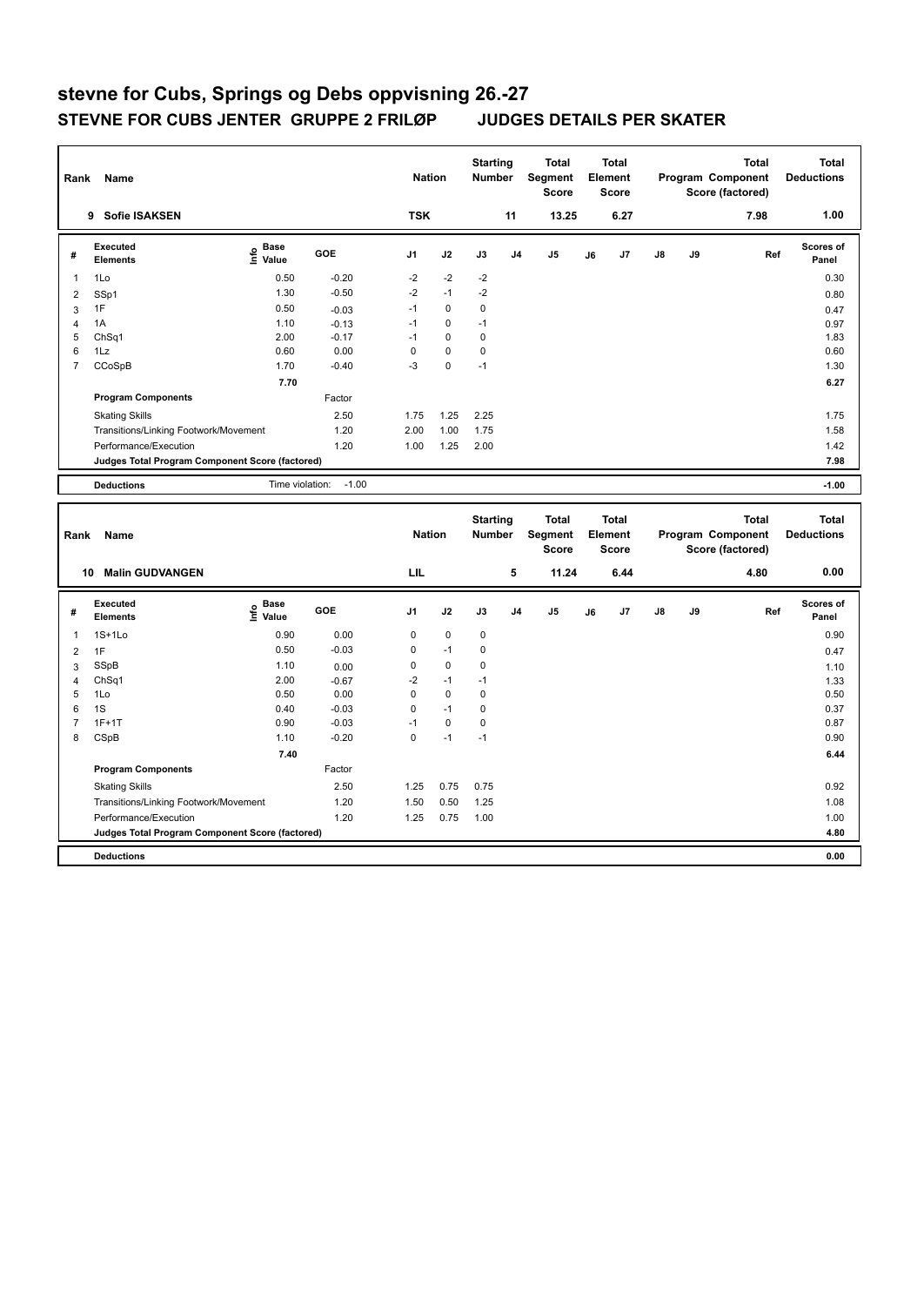# stevne for Cubs, Springs og Debs oppvisning 26.-27

## STEVNE FOR CUBS JENTER GRUPPE 2 FRILØP JUDGES DETAILS PER SKATER

| Rank | Name | Nation | Starting Number | Total Segment Score | Total Element Score | Total Program Component Score (factored) | Total Deductions |
|---|---|---|---|---|---|---|---|
| 9 | Sofie ISAKSEN | TSK | 11 | 13.25 | 6.27 | 7.98 | 1.00 |

| # | Executed Elements | Info | Base Value | GOE | J1 | J2 | J3 | J4 | J5 | J6 | J7 | J8 | J9 | Ref | Scores of Panel |
|---|---|---|---|---|---|---|---|---|---|---|---|---|---|---|---|
| 1 | 1Lo | | 0.50 | -0.20 | -2 | -2 | -2 | | | | | | | | 0.30 |
| 2 | SSp1 | | 1.30 | -0.50 | -2 | -1 | -2 | | | | | | | | 0.80 |
| 3 | 1F | | 0.50 | -0.03 | -1 | 0 | 0 | | | | | | | | 0.47 |
| 4 | 1A | | 1.10 | -0.13 | -1 | 0 | -1 | | | | | | | | 0.97 |
| 5 | ChSq1 | | 2.00 | -0.17 | -1 | 0 | 0 | | | | | | | | 1.83 |
| 6 | 1Lz | | 0.60 | 0.00 | 0 | 0 | 0 | | | | | | | | 0.60 |
| 7 | CCoSpB | | 1.70 | -0.40 | -3 | 0 | -1 | | | | | | | | 1.30 |
| | | | 7.70 | | | | | | | | | | | | 6.27 |
| | **Program Components** | | | Factor | | | | | | | | | | | |
| | Skating Skills | | | 2.50 | 1.75 | 1.25 | 2.25 | | | | | | | | 1.75 |
| | Transitions/Linking Footwork/Movement | | | 1.20 | 2.00 | 1.00 | 1.75 | | | | | | | | 1.58 |
| | Performance/Execution | | | 1.20 | 1.00 | 1.25 | 2.00 | | | | | | | | 1.42 |
| | **Judges Total Program Component Score (factored)** | | | | | | | | | | | | | | 7.98 |
| | **Deductions** | | Time violation: | -1.00 | | | | | | | | | | | -1.00 |

| Rank | Name | Nation | Starting Number | Total Segment Score | Total Element Score | Total Program Component Score (factored) | Total Deductions |
|---|---|---|---|---|---|---|---|
| 10 | Malin GUDVANGEN | LIL | 5 | 11.24 | 6.44 | 4.80 | 0.00 |

| # | Executed Elements | Info | Base Value | GOE | J1 | J2 | J3 | J4 | J5 | J6 | J7 | J8 | J9 | Ref | Scores of Panel |
|---|---|---|---|---|---|---|---|---|---|---|---|---|---|---|---|
| 1 | 1S+1Lo | | 0.90 | 0.00 | 0 | 0 | 0 | | | | | | | | 0.90 |
| 2 | 1F | | 0.50 | -0.03 | 0 | -1 | 0 | | | | | | | | 0.47 |
| 3 | SSpB | | 1.10 | 0.00 | 0 | 0 | 0 | | | | | | | | 1.10 |
| 4 | ChSq1 | | 2.00 | -0.67 | -2 | -1 | -1 | | | | | | | | 1.33 |
| 5 | 1Lo | | 0.50 | 0.00 | 0 | 0 | 0 | | | | | | | | 0.50 |
| 6 | 1S | | 0.40 | -0.03 | 0 | -1 | 0 | | | | | | | | 0.37 |
| 7 | 1F+1T | | 0.90 | -0.03 | -1 | 0 | 0 | | | | | | | | 0.87 |
| 8 | CSpB | | 1.10 | -0.20 | 0 | -1 | -1 | | | | | | | | 0.90 |
| | | | 7.40 | | | | | | | | | | | | 6.44 |
| | **Program Components** | | | Factor | | | | | | | | | | | |
| | Skating Skills | | | 2.50 | 1.25 | 0.75 | 0.75 | | | | | | | | 0.92 |
| | Transitions/Linking Footwork/Movement | | | 1.20 | 1.50 | 0.50 | 1.25 | | | | | | | | 1.08 |
| | Performance/Execution | | | 1.20 | 1.25 | 0.75 | 1.00 | | | | | | | | 1.00 |
| | **Judges Total Program Component Score (factored)** | | | | | | | | | | | | | | 4.80 |
| | **Deductions** | | | | | | | | | | | | | | 0.00 |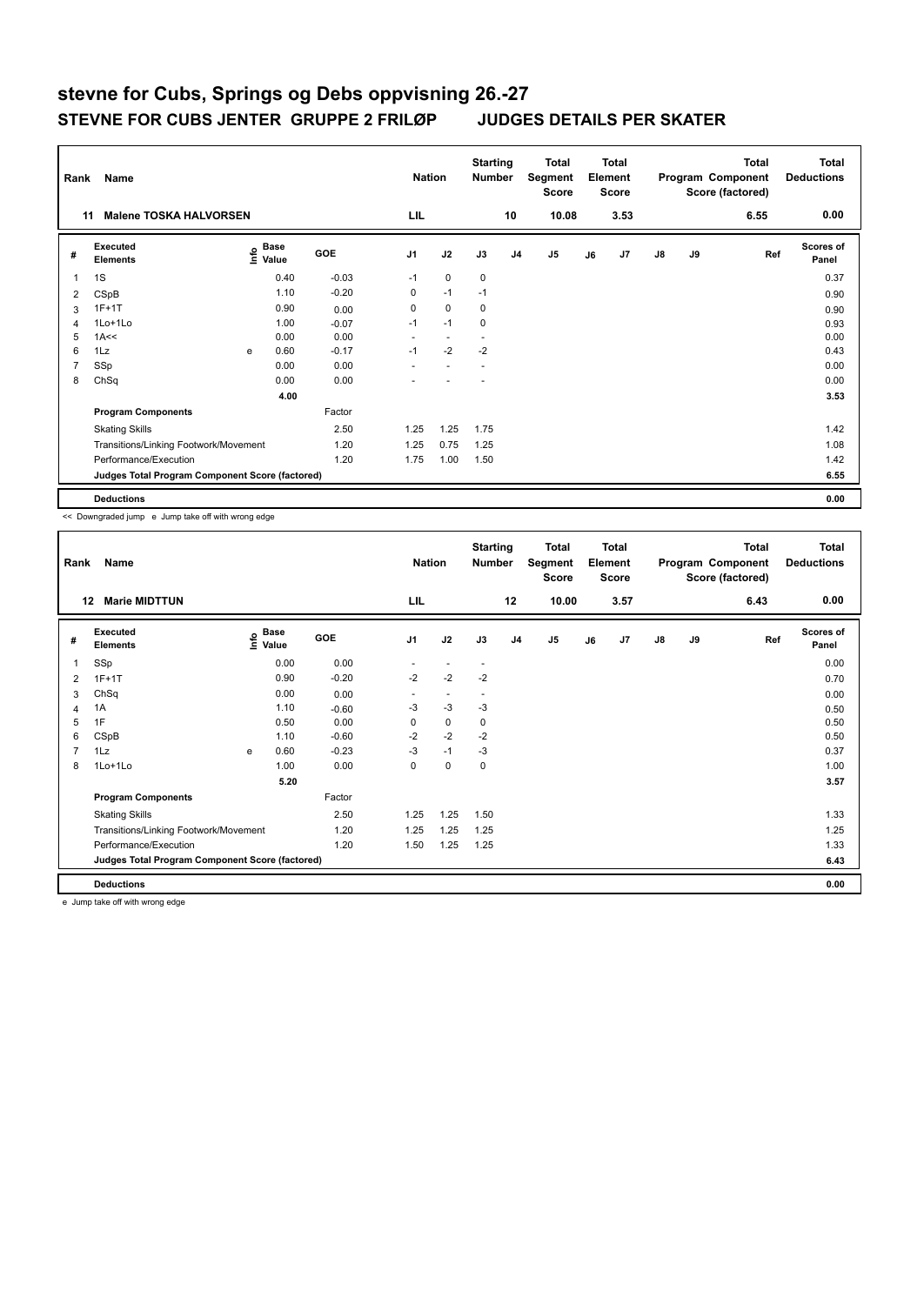# stevne for Cubs, Springs og Debs oppvisning 26.-27

## STEVNE FOR CUBS JENTER GRUPPE 2 FRILØP JUDGES DETAILS PER SKATER

| Rank | Name | Nation | Starting Number | Total Segment Score | Total Element Score | Total Program Component Score (factored) | Total Deductions |
|---|---|---|---|---|---|---|---|
| 11 | Malene TOSKA HALVORSEN | LIL | 10 | 10.08 | 3.53 | 6.55 | 0.00 |

| # | Executed Elements | Info | Base Value | GOE | J1 | J2 | J3 | J4 | J5 | J6 | J7 | J8 | J9 | Ref | Scores of Panel |
|---|---|---|---|---|---|---|---|---|---|---|---|---|---|---|---|
| 1 | 1S | | 0.40 | -0.03 | -1 | 0 | 0 | | | | | | | | 0.37 |
| 2 | CSpB | | 1.10 | -0.20 | 0 | -1 | -1 | | | | | | | | 0.90 |
| 3 | 1F+1T | | 0.90 | 0.00 | 0 | 0 | 0 | | | | | | | | 0.90 |
| 4 | 1Lo+1Lo | | 1.00 | -0.07 | -1 | -1 | 0 | | | | | | | | 0.93 |
| 5 | 1A<< | | 0.00 | 0.00 | - | - | - | | | | | | | | 0.00 |
| 6 | 1Lz | e | 0.60 | -0.17 | -1 | -2 | -2 | | | | | | | | 0.43 |
| 7 | SSp | | 0.00 | 0.00 | - | - | - | | | | | | | | 0.00 |
| 8 | ChSq | | 0.00 | 0.00 | - | - | - | | | | | | | | 0.00 |
| | | | 4.00 | | | | | | | | | | | | 3.53 |
| | Program Components | | | Factor | | | | | | | | | | | |
| | Skating Skills | | | 2.50 | 1.25 | 1.25 | 1.75 | | | | | | | | 1.42 |
| | Transitions/Linking Footwork/Movement | | | 1.20 | 1.25 | 0.75 | 1.25 | | | | | | | | 1.08 |
| | Performance/Execution | | | 1.20 | 1.75 | 1.00 | 1.50 | | | | | | | | 1.42 |
| | Judges Total Program Component Score (factored) | | | | | | | | | | | | | | 6.55 |
| | Deductions | | | | | | | | | | | | | | 0.00 |

<< Downgraded jump e Jump take off with wrong edge

| Rank | Name | Nation | Starting Number | Total Segment Score | Total Element Score | Total Program Component Score (factored) | Total Deductions |
|---|---|---|---|---|---|---|---|
| 12 | Marie MIDTTUN | LIL | 12 | 10.00 | 3.57 | 6.43 | 0.00 |

| # | Executed Elements | Info | Base Value | GOE | J1 | J2 | J3 | J4 | J5 | J6 | J7 | J8 | J9 | Ref | Scores of Panel |
|---|---|---|---|---|---|---|---|---|---|---|---|---|---|---|---|
| 1 | SSp | | 0.00 | 0.00 | - | - | - | | | | | | | | 0.00 |
| 2 | 1F+1T | | 0.90 | -0.20 | -2 | -2 | -2 | | | | | | | | 0.70 |
| 3 | ChSq | | 0.00 | 0.00 | - | - | - | | | | | | | | 0.00 |
| 4 | 1A | | 1.10 | -0.60 | -3 | -3 | -3 | | | | | | | | 0.50 |
| 5 | 1F | | 0.50 | 0.00 | 0 | 0 | 0 | | | | | | | | 0.50 |
| 6 | CSpB | | 1.10 | -0.60 | -2 | -2 | -2 | | | | | | | | 0.50 |
| 7 | 1Lz | e | 0.60 | -0.23 | -3 | -1 | -3 | | | | | | | | 0.37 |
| 8 | 1Lo+1Lo | | 1.00 | 0.00 | 0 | 0 | 0 | | | | | | | | 1.00 |
| | | | 5.20 | | | | | | | | | | | | 3.57 |
| | Program Components | | | Factor | | | | | | | | | | | |
| | Skating Skills | | | 2.50 | 1.25 | 1.25 | 1.50 | | | | | | | | 1.33 |
| | Transitions/Linking Footwork/Movement | | | 1.20 | 1.25 | 1.25 | 1.25 | | | | | | | | 1.25 |
| | Performance/Execution | | | 1.20 | 1.50 | 1.25 | 1.25 | | | | | | | | 1.33 |
| | Judges Total Program Component Score (factored) | | | | | | | | | | | | | | 6.43 |
| | Deductions | | | | | | | | | | | | | | 0.00 |

e Jump take off with wrong edge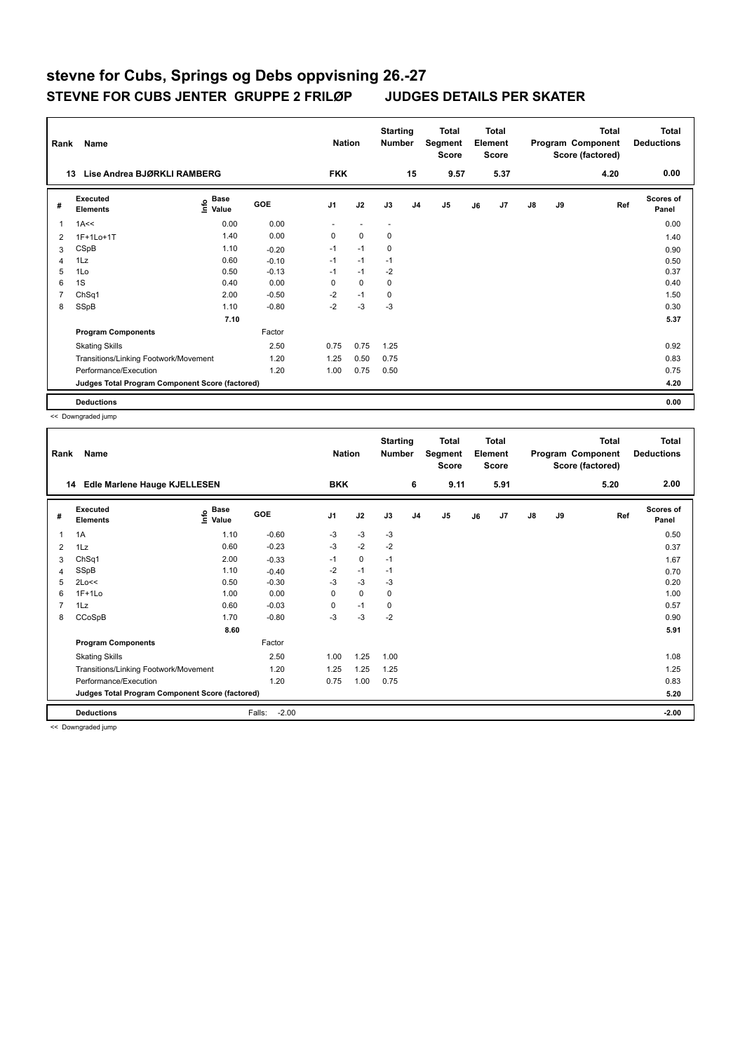# stevne for Cubs, Springs og Debs oppvisning 26.-27

## STEVNE FOR CUBS JENTER GRUPPE 2 FRILØP JUDGES DETAILS PER SKATER

| Rank | Name | Nation | Starting Number | Total Segment Score | Total Element Score | Total Program Component Score (factored) | Total Deductions |
|---|---|---|---|---|---|---|---|
| 13 | Lise Andrea BJØRKLI RAMBERG | FKK | 15 | 9.57 | 5.37 | 4.20 | 0.00 |

| # | Executed Elements | Info | Base Value | GOE | J1 | J2 | J3 | J4 | J5 | J6 | J7 | J8 | J9 | Ref | Scores of Panel |
|---|---|---|---|---|---|---|---|---|---|---|---|---|---|---|---|
| 1 | 1A<< | | 0.00 | 0.00 | - | - | - | | | | | | | | 0.00 |
| 2 | 1F+1Lo+1T | | 1.40 | 0.00 | 0 | 0 | 0 | | | | | | | | 1.40 |
| 3 | CSpB | | 1.10 | -0.20 | -1 | -1 | 0 | | | | | | | | 0.90 |
| 4 | 1Lz | | 0.60 | -0.10 | -1 | -1 | -1 | | | | | | | | 0.50 |
| 5 | 1Lo | | 0.50 | -0.13 | -1 | -1 | -2 | | | | | | | | 0.37 |
| 6 | 1S | | 0.40 | 0.00 | 0 | 0 | 0 | | | | | | | | 0.40 |
| 7 | ChSq1 | | 2.00 | -0.50 | -2 | -1 | 0 | | | | | | | | 1.50 |
| 8 | SSpB | | 1.10 | -0.80 | -2 | -3 | -3 | | | | | | | | 0.30 |
| | | | 7.10 | | | | | | | | | | | | 5.37 |
| | **Program Components** | | | Factor | | | | | | | | | | | |
| | Skating Skills | | | 2.50 | 0.75 | 0.75 | 1.25 | | | | | | | | 0.92 |
| | Transitions/Linking Footwork/Movement | | | 1.20 | 1.25 | 0.50 | 0.75 | | | | | | | | 0.83 |
| | Performance/Execution | | | 1.20 | 1.00 | 0.75 | 0.50 | | | | | | | | 0.75 |
| | **Judges Total Program Component Score (factored)** | | | | | | | | | | | | | | 4.20 |
| | **Deductions** | | | | | | | | | | | | | | 0.00 |

<< Downgraded jump

| Rank | Name | Nation | Starting Number | Total Segment Score | Total Element Score | Total Program Component Score (factored) | Total Deductions |
|---|---|---|---|---|---|---|---|
| 14 | Edle Marlene Hauge KJELLESEN | BKK | 6 | 9.11 | 5.91 | 5.20 | 2.00 |

| # | Executed Elements | Info | Base Value | GOE | J1 | J2 | J3 | J4 | J5 | J6 | J7 | J8 | J9 | Ref | Scores of Panel |
|---|---|---|---|---|---|---|---|---|---|---|---|---|---|---|---|
| 1 | 1A | | 1.10 | -0.60 | -3 | -3 | -3 | | | | | | | | 0.50 |
| 2 | 1Lz | | 0.60 | -0.23 | -3 | -2 | -2 | | | | | | | | 0.37 |
| 3 | ChSq1 | | 2.00 | -0.33 | -1 | 0 | -1 | | | | | | | | 1.67 |
| 4 | SSpB | | 1.10 | -0.40 | -2 | -1 | -1 | | | | | | | | 0.70 |
| 5 | 2Lo<< | | 0.50 | -0.30 | -3 | -3 | -3 | | | | | | | | 0.20 |
| 6 | 1F+1Lo | | 1.00 | 0.00 | 0 | 0 | 0 | | | | | | | | 1.00 |
| 7 | 1Lz | | 0.60 | -0.03 | 0 | -1 | 0 | | | | | | | | 0.57 |
| 8 | CCoSpB | | 1.70 | -0.80 | -3 | -3 | -2 | | | | | | | | 0.90 |
| | | | 8.60 | | | | | | | | | | | | 5.91 |
| | **Program Components** | | | Factor | | | | | | | | | | | |
| | Skating Skills | | | 2.50 | 1.00 | 1.25 | 1.00 | | | | | | | | 1.08 |
| | Transitions/Linking Footwork/Movement | | | 1.20 | 1.25 | 1.25 | 1.25 | | | | | | | | 1.25 |
| | Performance/Execution | | | 1.20 | 0.75 | 1.00 | 0.75 | | | | | | | | 0.83 |
| | **Judges Total Program Component Score (factored)** | | | | | | | | | | | | | | 5.20 |
| | **Deductions** | | | Falls: -2.00 | | | | | | | | | | | -2.00 |

<< Downgraded jump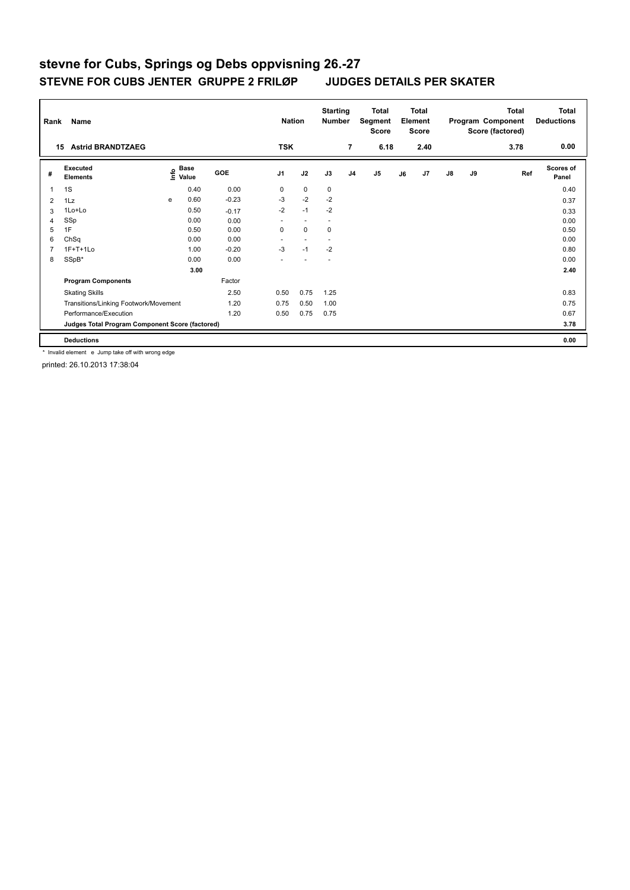# stevne for Cubs, Springs og Debs oppvisning 26.-27

## STEVNE FOR CUBS JENTER GRUPPE 2 FRILØP JUDGES DETAILS PER SKATER

| Rank | Name | Nation | Starting Number | Total Segment Score | Total Element Score | Total Program Component Score (factored) | Total Deductions |
|---|---|---|---|---|---|---|---|
| 15 | Astrid BRANDTZAEG | TSK | 7 | 6.18 | 2.40 | 3.78 | 0.00 |

| # | Executed Elements | Info | Base Value | GOE | J1 | J2 | J3 | J4 | J5 | J6 | J7 | J8 | J9 | Ref | Scores of Panel |
|---|---|---|---|---|---|---|---|---|---|---|---|---|---|---|---|
| 1 | 1S | | 0.40 | 0.00 | 0 | 0 | 0 | | | | | | | | 0.40 |
| 2 | 1Lz | e | 0.60 | -0.23 | -3 | -2 | -2 | | | | | | | | 0.37 |
| 3 | 1Lo+Lo | | 0.50 | -0.17 | -2 | -1 | -2 | | | | | | | | 0.33 |
| 4 | SSp | | 0.00 | 0.00 | - | - | - | | | | | | | | 0.00 |
| 5 | 1F | | 0.50 | 0.00 | 0 | 0 | 0 | | | | | | | | 0.50 |
| 6 | ChSq | | 0.00 | 0.00 | - | - | - | | | | | | | | 0.00 |
| 7 | 1F+T+1Lo | | 1.00 | -0.20 | -3 | -1 | -2 | | | | | | | | 0.80 |
| 8 | SSpB* | | 0.00 | 0.00 | - | - | - | | | | | | | | 0.00 |
| | | | 3.00 | | | | | | | | | | | | 2.40 |
| | **Program Components** | | | Factor | | | | | | | | | | | |
| | Skating Skills | | | 2.50 | 0.50 | 0.75 | 1.25 | | | | | | | | 0.83 |
| | Transitions/Linking Footwork/Movement | | | 1.20 | 0.75 | 0.50 | 1.00 | | | | | | | | 0.75 |
| | Performance/Execution | | | 1.20 | 0.50 | 0.75 | 0.75 | | | | | | | | 0.67 |
| | **Judges Total Program Component Score (factored)** | | | | | | | | | | | | | | 3.78 |
| | **Deductions** | | | | | | | | | | | | | | 0.00 |

\* Invalid element e Jump take off with wrong edge

printed: 26.10.2013 17:38:04